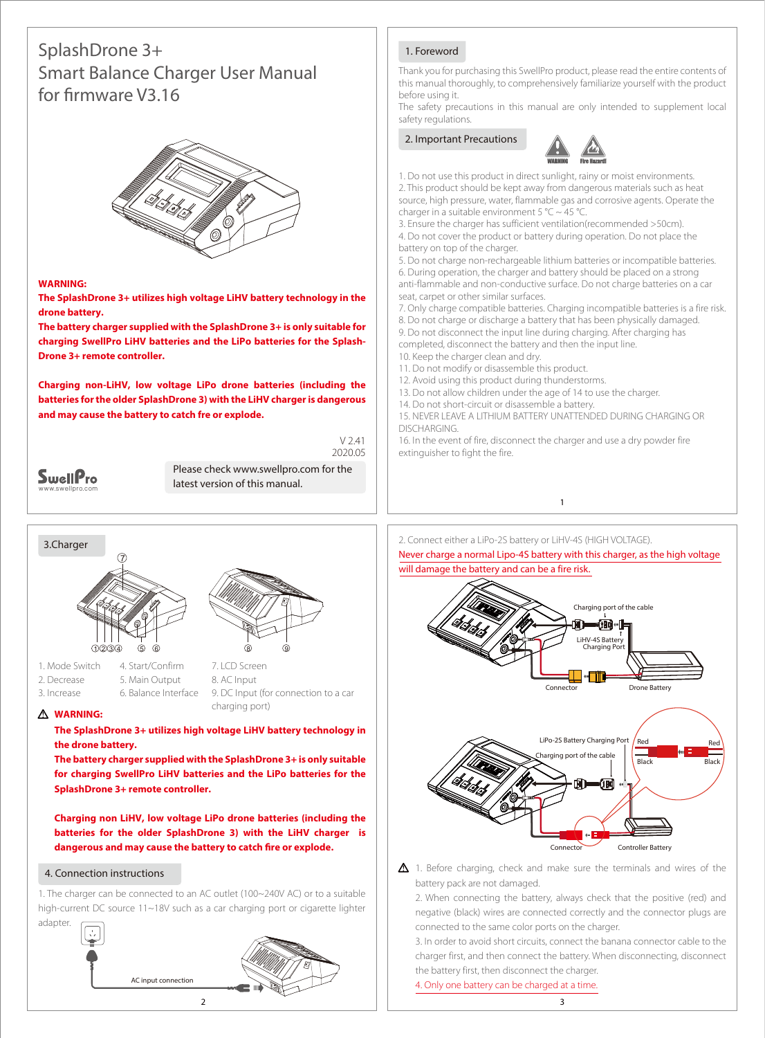# SplashDrone 3+ Smart Balance Charger User Manual for firmware V3.16

**WARNING:**

**The SplashDrone 3+ utilizes high voltage LiHV battery technology in the drone battery.**

**The battery charger supplied with the SplashDrone 3+ is only suitable for charging SwellPro LiHV batteries and the LiPo batteries for the SplashDrone 3+ remote controller.**

**Charging non-LiHV, low voltage LiPo drone batteries (including the batteries for the older SplashDrone 3) with the LiHV charger is dangerous and may cause the battery to catch fre or explode.**

V 2.41
2020.05

Please check www.swellpro.com for the latest version of this manual.

SwellPro
www.swellpro.com

## 1. Foreword

Thank you for purchasing this SwellPro product, please read the entire contents of this manual thoroughly, to comprehensively familiarize yourself with the product before using it.

The safety precautions in this manual are only intended to supplement local safety regulations.

## 2. Important Precautions

WARNING Fire Hazard!

1. Do not use this product in direct sunlight, rainy or moist environments.
2. This product should be kept away from dangerous materials such as heat source, high pressure, water, flammable gas and corrosive agents. Operate the charger in a suitable environment 5 °C ~ 45 °C.
3. Ensure the charger has sufficient ventilation(recommended >50cm).
4. Do not cover the product or battery during operation. Do not place the battery on top of the charger.
5. Do not charge non-rechargeable lithium batteries or incompatible batteries.
6. During operation, the charger and battery should be placed on a strong anti-flammable and non-conductive surface. Do not charge batteries on a car seat, carpet or other similar surfaces.
7. Only charge compatible batteries. Charging incompatible batteries is a fire risk.
8. Do not charge or discharge a battery that has been physically damaged.
9. Do not disconnect the input line during charging. After charging has completed, disconnect the battery and then the input line.
10. Keep the charger clean and dry.
11. Do not modify or disassemble this product.
12. Avoid using this product during thunderstorms.
13. Do not allow children under the age of 14 to use the charger.
14. Do not short-circuit or disassemble a battery.
15. NEVER LEAVE A LITHIUM BATTERY UNATTENDED DURING CHARGING OR DISCHARGING.
16. In the event of fire, disconnect the charger and use a dry powder fire extinguisher to fight the fire.

## 3.Charger

| | | |
|---|---|---|
| 1. Mode Switch | 4. Start/Confirm | 7. LCD Screen |
| 2. Decrease | 5. Main Output | 8. AC Input |
| 3. Increase | 6. Balance Interface | 9. DC Input (for connection to a car charging port) |

⚠ **WARNING:**

**The SplashDrone 3+ utilizes high voltage LiHV battery technology in the drone battery.**

**The battery charger supplied with the SplashDrone 3+ is only suitable for charging SwellPro LiHV batteries and the LiPo batteries for the SplashDrone 3+ remote controller.**

**Charging non LiHV, low voltage LiPo drone batteries (including the batteries for the older SplashDrone 3) with the LiHV charger is dangerous and may cause the battery to catch fire or explode.**

## 4. Connection instructions

1. The charger can be connected to an AC outlet (100~240V AC) or to a suitable high-current DC source 11~18V such as a car charging port or cigarette lighter adapter.

AC input connection

2. Connect either a LiPo-2S battery or LiHV-4S (HIGH VOLTAGE).

Never charge a normal Lipo-4S battery with this charger, as the high voltage will damage the battery and can be a fire risk.

Charging port of the cable
LiHV-4S Battery Charging Port
Connector
Drone Battery

LiPo-2S Battery Charging Port
Charging port of the cable
Red Red
Black Black
Connector
Controller Battery

⚠ 1. Before charging, check and make sure the terminals and wires of the battery pack are not damaged.

2. When connecting the battery, always check that the positive (red) and negative (black) wires are connected correctly and the connector plugs are connected to the same color ports on the charger.

3. In order to avoid short circuits, connect the banana connector cable to the charger first, and then connect the battery. When disconnecting, disconnect the battery first, then disconnect the charger.

4. Only one battery can be charged at a time.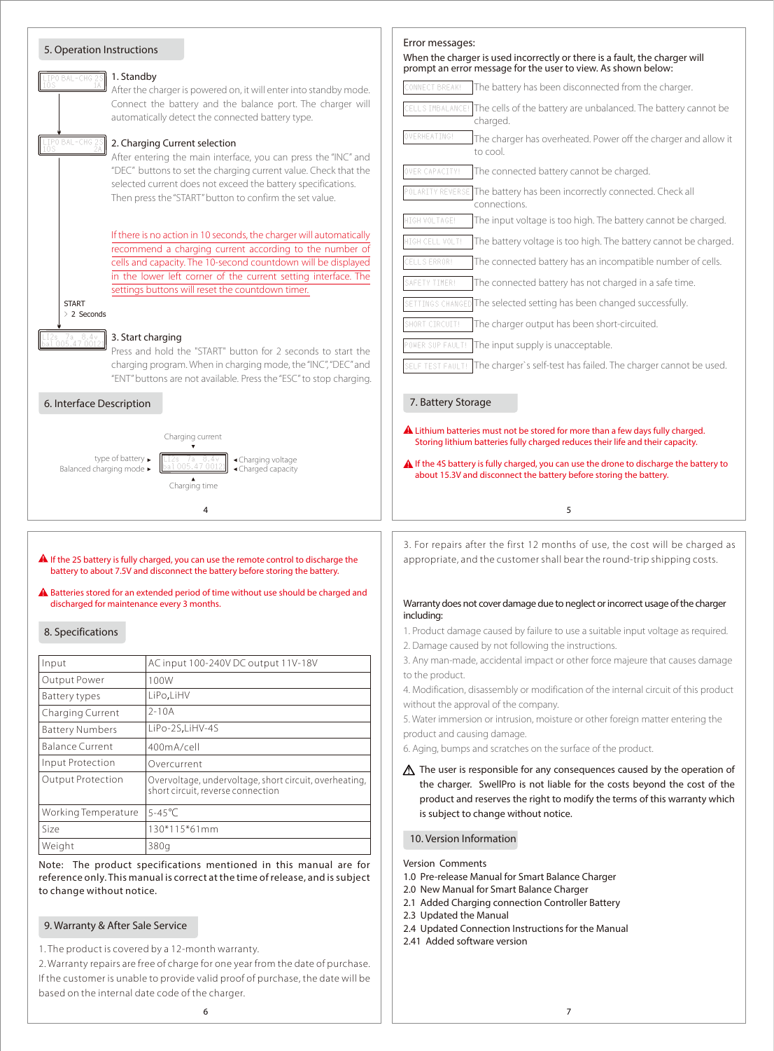## 5. Operation Instructions

LIPO BAL-CHG 2S
10S 1A

1. Standby

After the charger is powered on, it will enter into standby mode. Connect the battery and the balance port. The charger will automatically detect the connected battery type.

LIPO BAL-CHG 2S
10S 2A

2. Charging Current selection

After entering the main interface, you can press the "INC" and "DEC" buttons to set the charging current value. Check that the selected current does not exceed the battery specifications. Then press the "START" button to confirm the set value.

If there is no action in 10 seconds, the charger will automatically recommend a charging current according to the number of cells and capacity. The 10-second countdown will be displayed in the lower left corner of the current setting interface. The settings buttons will reset the countdown timer.

START
> 2 Seconds

LI2s 7a 8.4v
bal 005.47 0012

3. Start charging

Press and hold the "START" button for 2 seconds to start the charging program. When in charging mode, the "INC", "DEC" and "ENT" buttons are not available. Press the "ESC" to stop charging.

## 6. Interface Description

Charging current

type of battery
Balanced charging mode

LI2s 7a 8.4v
bal 005.47 0012

Charging voltage
Charged capacity

Charging time

Error messages:

When the charger is used incorrectly or there is a fault, the charger will prompt an error message for the user to view. As shown below:

| | |
|---|---|
| CONNECT BREAK! | The battery has been disconnected from the charger. |
| CELLS IMBALANCE! | The cells of the battery are unbalanced. The battery cannot be charged. |
| OVERHEATING! | The charger has overheated. Power off the charger and allow it to cool. |
| OVER CAPACITY! | The connected battery cannot be charged. |
| POLARITY REVERSE | The battery has been incorrectly connected. Check all connections. |
| HIGH VOLTAGE! | The input voltage is too high. The battery cannot be charged. |
| HIGH CELL VOLT! | The battery voltage is too high. The battery cannot be charged. |
| CELLS ERROR! | The connected battery has an incompatible number of cells. |
| SAFETY TIMER! | The connected battery has not charged in a safe time. |
| SETTINGS CHANGED | The selected setting has been changed successfully. |
| SHORT CIRCUIT! | The charger output has been short-circuited. |
| POWER SUP FAULT! | The input supply is unacceptable. |
| SELF TEST FAULT! | The charger`s self-test has failed. The charger cannot be used. |

## 7. Battery Storage

⚠ Lithium batteries must not be stored for more than a few days fully charged. Storing lithium batteries fully charged reduces their life and their capacity.

⚠ If the 4S battery is fully charged, you can use the drone to discharge the battery to about 15.3V and disconnect the battery before storing the battery.

⚠ If the 2S battery is fully charged, you can use the remote control to discharge the battery to about 7.5V and disconnect the battery before storing the battery.

⚠ Batteries stored for an extended period of time without use should be charged and discharged for maintenance every 3 months.

## 8. Specifications

| | |
|---|---|
| Input | AC input 100-240V DC output 11V-18V |
| Output Power | 100W |
| Battery types | LiPo,LiHV |
| Charging Current | 2-10A |
| Battery Numbers | LiPo-2S,LiHV-4S |
| Balance Current | 400mA/cell |
| Input Protection | Overcurrent |
| Output Protection | Overvoltage, undervoltage, short circuit, overheating, short circuit, reverse connection |
| Working Temperature | 5-45℃ |
| Size | 130*115*61mm |
| Weight | 380g |

Note: The product specifications mentioned in this manual are for reference only. This manual is correct at the time of release, and is subject to change without notice.

## 9. Warranty & After Sale Service

1. The product is covered by a 12-month warranty.
2. Warranty repairs are free of charge for one year from the date of purchase. If the customer is unable to provide valid proof of purchase, the date will be based on the internal date code of the charger.
3. For repairs after the first 12 months of use, the cost will be charged as appropriate, and the customer shall bear the round-trip shipping costs.

Warranty does not cover damage due to neglect or incorrect usage of the charger including:

1. Product damage caused by failure to use a suitable input voltage as required.
2. Damage caused by not following the instructions.
3. Any man-made, accidental impact or other force majeure that causes damage to the product.
4. Modification, disassembly or modification of the internal circuit of this product without the approval of the company.
5. Water immersion or intrusion, moisture or other foreign matter entering the product and causing damage.
6. Aging, bumps and scratches on the surface of the product.

⚠ The user is responsible for any consequences caused by the operation of the charger. SwellPro is not liable for the costs beyond the cost of the product and reserves the right to modify the terms of this warranty which is subject to change without notice.

## 10. Version Information

Version Comments
1.0 Pre-release Manual for Smart Balance Charger
2.0 New Manual for Smart Balance Charger
2.1 Added Charging connection Controller Battery
2.3 Updated the Manual
2.4 Updated Connection Instructions for the Manual
2.41 Added software version